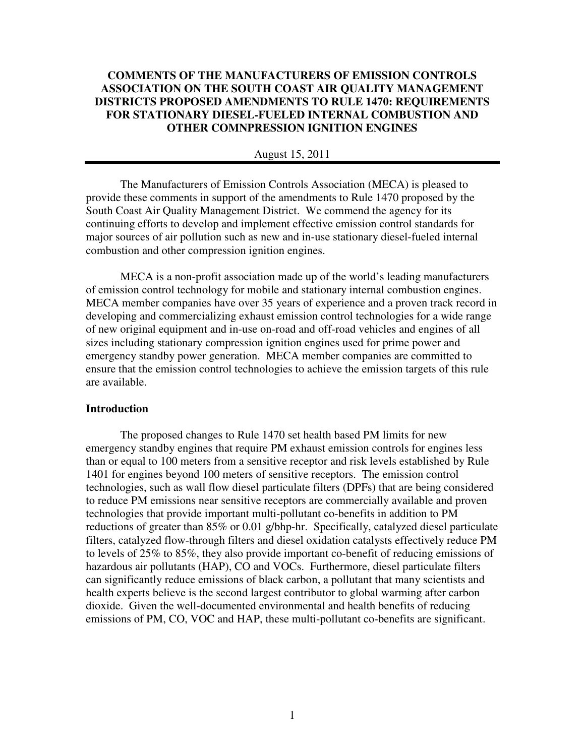# COMMENTS OF THE MANUFACTURERS OF EMISSION CONTROLS ASSOCIATION ON THE SOUTH COAST AIR QUALITY MANAGEMENT DISTRICTS PROPOSED AMENDMENTS TO RULE 1470: REQUIREMENTS FOR STATIONARY DIESEL-FUELED INTERNAL COMBUSTION AND OTHER COMNPRESSION IGNITION ENGINES

August 15, 2011

---

The Manufacturers of Emission Controls Association (MECA) is pleased to provide these comments in support of the amendments to Rule 1470 proposed by the South Coast Air Quality Management District. We commend the agency for its continuing efforts to develop and implement effective emission control standards for major sources of air pollution such as new and in-use stationary diesel-fueled internal combustion and other compression ignition engines.

MECA is a non-profit association made up of the world's leading manufacturers of emission control technology for mobile and stationary internal combustion engines. MECA member companies have over 35 years of experience and a proven track record in developing and commercializing exhaust emission control technologies for a wide range of new original equipment and in-use on-road and off-road vehicles and engines of all sizes including stationary compression ignition engines used for prime power and emergency standby power generation. MECA member companies are committed to ensure that the emission control technologies to achieve the emission targets of this rule are available.

## Introduction

The proposed changes to Rule 1470 set health based PM limits for new emergency standby engines that require PM exhaust emission controls for engines less than or equal to 100 meters from a sensitive receptor and risk levels established by Rule 1401 for engines beyond 100 meters of sensitive receptors. The emission control technologies, such as wall flow diesel particulate filters (DPFs) that are being considered to reduce PM emissions near sensitive receptors are commercially available and proven technologies that provide important multi-pollutant co-benefits in addition to PM reductions of greater than 85% or 0.01 g/bhp-hr. Specifically, catalyzed diesel particulate filters, catalyzed flow-through filters and diesel oxidation catalysts effectively reduce PM to levels of 25% to 85%, they also provide important co-benefit of reducing emissions of hazardous air pollutants (HAP), CO and VOCs. Furthermore, diesel particulate filters can significantly reduce emissions of black carbon, a pollutant that many scientists and health experts believe is the second largest contributor to global warming after carbon dioxide. Given the well-documented environmental and health benefits of reducing emissions of PM, CO, VOC and HAP, these multi-pollutant co-benefits are significant.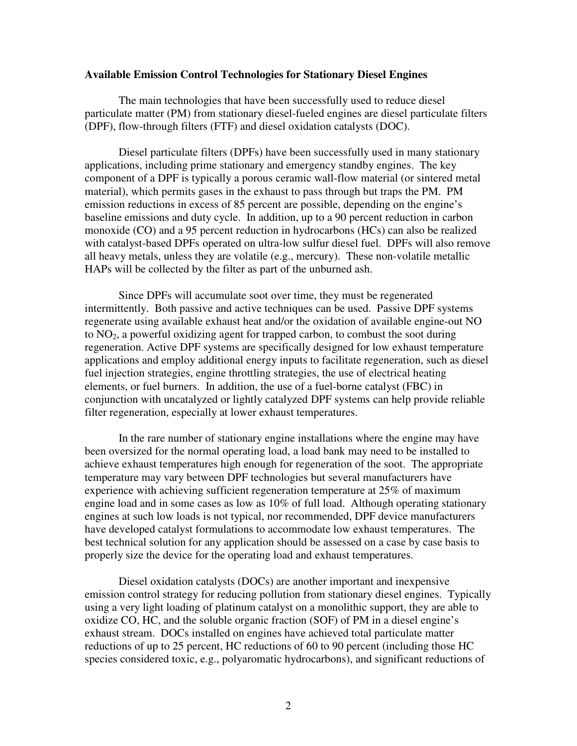**Available Emission Control Technologies for Stationary Diesel Engines**

The main technologies that have been successfully used to reduce diesel particulate matter (PM) from stationary diesel-fueled engines are diesel particulate filters (DPF), flow-through filters (FTF) and diesel oxidation catalysts (DOC).

Diesel particulate filters (DPFs) have been successfully used in many stationary applications, including prime stationary and emergency standby engines. The key component of a DPF is typically a porous ceramic wall-flow material (or sintered metal material), which permits gases in the exhaust to pass through but traps the PM. PM emission reductions in excess of 85 percent are possible, depending on the engine's baseline emissions and duty cycle. In addition, up to a 90 percent reduction in carbon monoxide (CO) and a 95 percent reduction in hydrocarbons (HCs) can also be realized with catalyst-based DPFs operated on ultra-low sulfur diesel fuel. DPFs will also remove all heavy metals, unless they are volatile (e.g., mercury). These non-volatile metallic HAPs will be collected by the filter as part of the unburned ash.

Since DPFs will accumulate soot over time, they must be regenerated intermittently. Both passive and active techniques can be used. Passive DPF systems regenerate using available exhaust heat and/or the oxidation of available engine-out NO to $NO_2$, a powerful oxidizing agent for trapped carbon, to combust the soot during regeneration. Active DPF systems are specifically designed for low exhaust temperature applications and employ additional energy inputs to facilitate regeneration, such as diesel fuel injection strategies, engine throttling strategies, the use of electrical heating elements, or fuel burners. In addition, the use of a fuel-borne catalyst (FBC) in conjunction with uncatalyzed or lightly catalyzed DPF systems can help provide reliable filter regeneration, especially at lower exhaust temperatures.

In the rare number of stationary engine installations where the engine may have been oversized for the normal operating load, a load bank may need to be installed to achieve exhaust temperatures high enough for regeneration of the soot. The appropriate temperature may vary between DPF technologies but several manufacturers have experience with achieving sufficient regeneration temperature at 25% of maximum engine load and in some cases as low as 10% of full load. Although operating stationary engines at such low loads is not typical, nor recommended, DPF device manufacturers have developed catalyst formulations to accommodate low exhaust temperatures. The best technical solution for any application should be assessed on a case by case basis to properly size the device for the operating load and exhaust temperatures.

Diesel oxidation catalysts (DOCs) are another important and inexpensive emission control strategy for reducing pollution from stationary diesel engines. Typically using a very light loading of platinum catalyst on a monolithic support, they are able to oxidize CO, HC, and the soluble organic fraction (SOF) of PM in a diesel engine's exhaust stream. DOCs installed on engines have achieved total particulate matter reductions of up to 25 percent, HC reductions of 60 to 90 percent (including those HC species considered toxic, e.g., polyaromatic hydrocarbons), and significant reductions of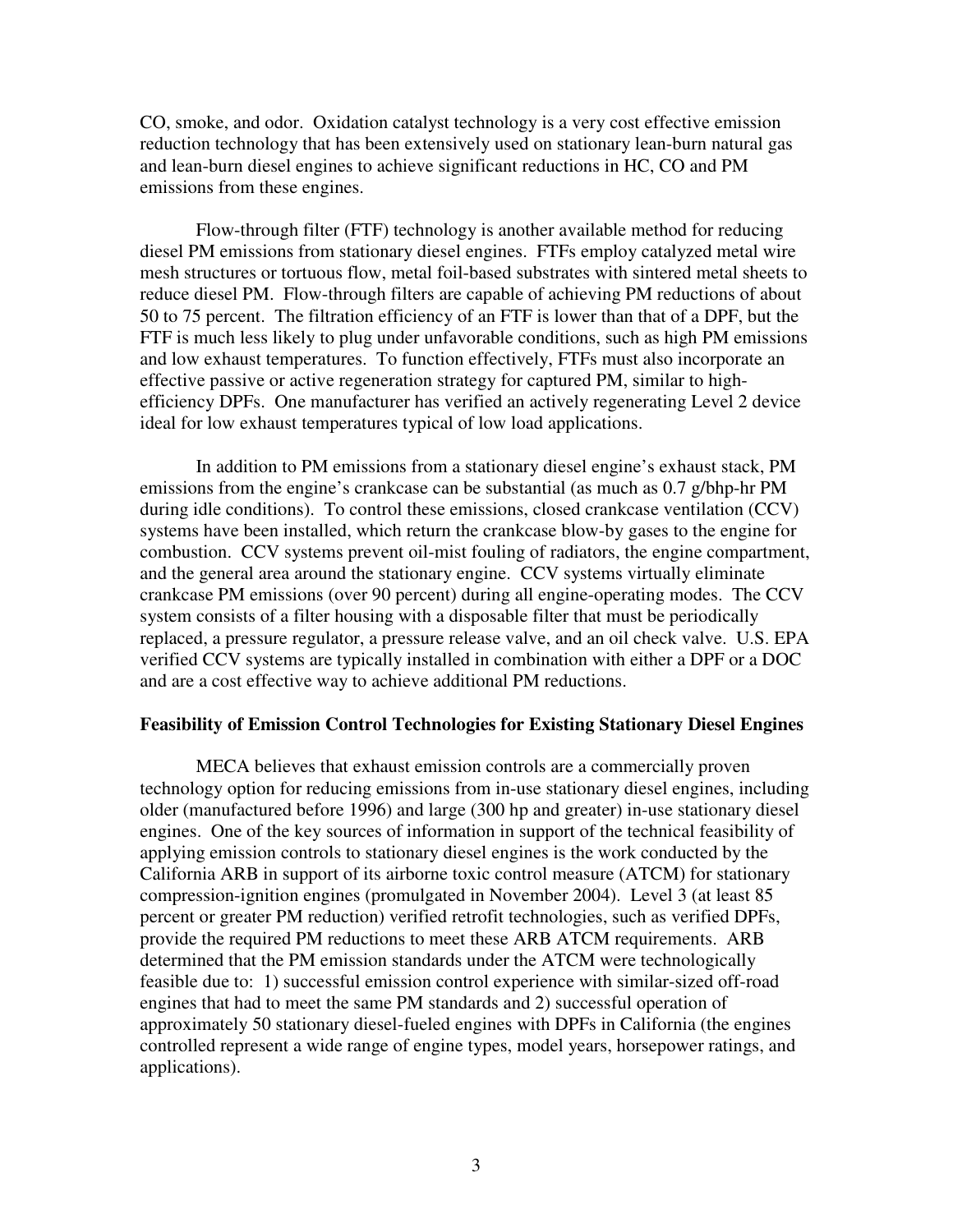CO, smoke, and odor. Oxidation catalyst technology is a very cost effective emission reduction technology that has been extensively used on stationary lean-burn natural gas and lean-burn diesel engines to achieve significant reductions in HC, CO and PM emissions from these engines.

Flow-through filter (FTF) technology is another available method for reducing diesel PM emissions from stationary diesel engines. FTFs employ catalyzed metal wire mesh structures or tortuous flow, metal foil-based substrates with sintered metal sheets to reduce diesel PM. Flow-through filters are capable of achieving PM reductions of about 50 to 75 percent. The filtration efficiency of an FTF is lower than that of a DPF, but the FTF is much less likely to plug under unfavorable conditions, such as high PM emissions and low exhaust temperatures. To function effectively, FTFs must also incorporate an effective passive or active regeneration strategy for captured PM, similar to high-efficiency DPFs. One manufacturer has verified an actively regenerating Level 2 device ideal for low exhaust temperatures typical of low load applications.

In addition to PM emissions from a stationary diesel engine's exhaust stack, PM emissions from the engine's crankcase can be substantial (as much as 0.7 g/bhp-hr PM during idle conditions). To control these emissions, closed crankcase ventilation (CCV) systems have been installed, which return the crankcase blow-by gases to the engine for combustion. CCV systems prevent oil-mist fouling of radiators, the engine compartment, and the general area around the stationary engine. CCV systems virtually eliminate crankcase PM emissions (over 90 percent) during all engine-operating modes. The CCV system consists of a filter housing with a disposable filter that must be periodically replaced, a pressure regulator, a pressure release valve, and an oil check valve. U.S. EPA verified CCV systems are typically installed in combination with either a DPF or a DOC and are a cost effective way to achieve additional PM reductions.

**Feasibility of Emission Control Technologies for Existing Stationary Diesel Engines**

MECA believes that exhaust emission controls are a commercially proven technology option for reducing emissions from in-use stationary diesel engines, including older (manufactured before 1996) and large (300 hp and greater) in-use stationary diesel engines. One of the key sources of information in support of the technical feasibility of applying emission controls to stationary diesel engines is the work conducted by the California ARB in support of its airborne toxic control measure (ATCM) for stationary compression-ignition engines (promulgated in November 2004). Level 3 (at least 85 percent or greater PM reduction) verified retrofit technologies, such as verified DPFs, provide the required PM reductions to meet these ARB ATCM requirements. ARB determined that the PM emission standards under the ATCM were technologically feasible due to: 1) successful emission control experience with similar-sized off-road engines that had to meet the same PM standards and 2) successful operation of approximately 50 stationary diesel-fueled engines with DPFs in California (the engines controlled represent a wide range of engine types, model years, horsepower ratings, and applications).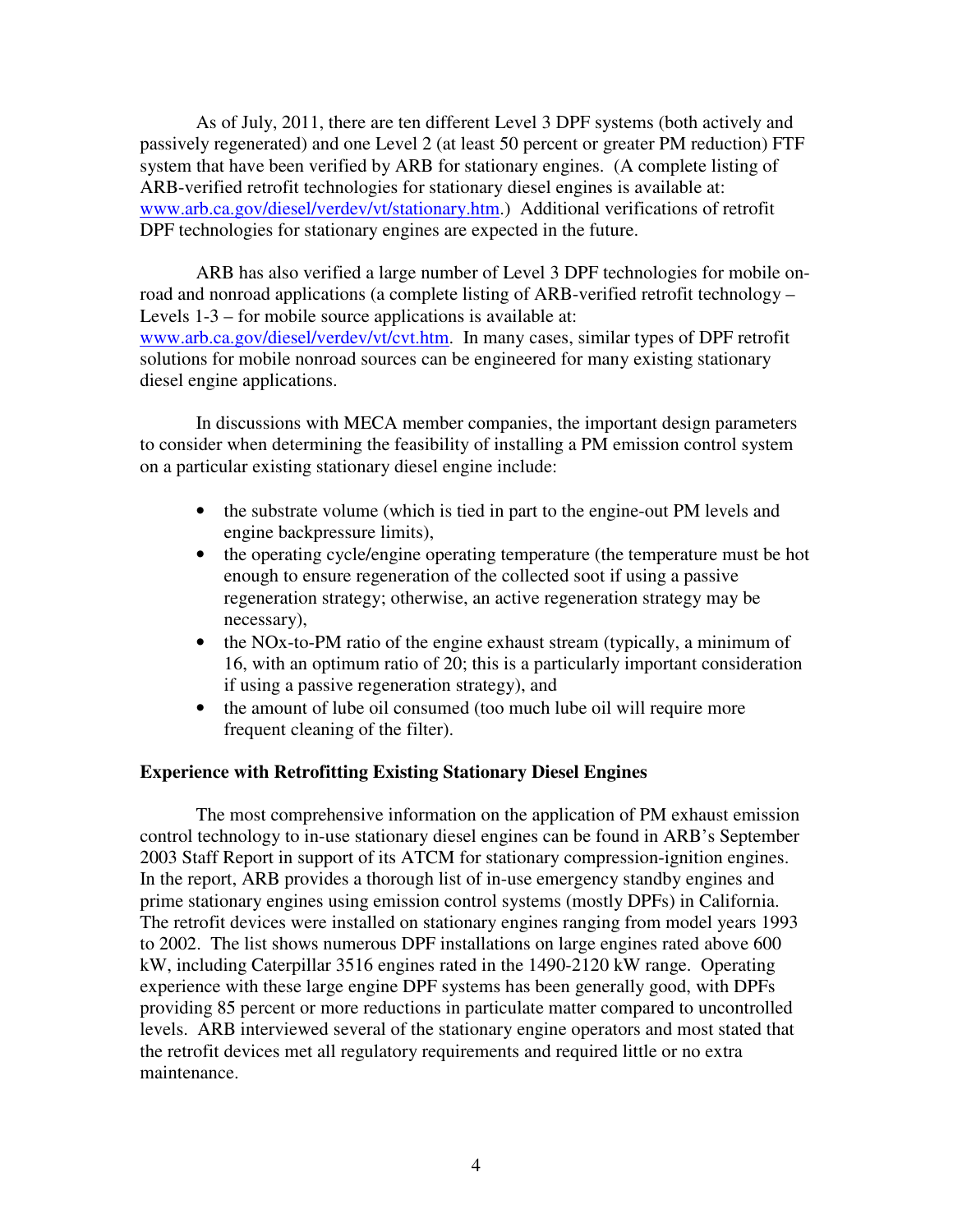As of July, 2011, there are ten different Level 3 DPF systems (both actively and passively regenerated) and one Level 2 (at least 50 percent or greater PM reduction) FTF system that have been verified by ARB for stationary engines. (A complete listing of ARB-verified retrofit technologies for stationary diesel engines is available at: www.arb.ca.gov/diesel/verdev/vt/stationary.htm.) Additional verifications of retrofit DPF technologies for stationary engines are expected in the future.

ARB has also verified a large number of Level 3 DPF technologies for mobile on-road and nonroad applications (a complete listing of ARB-verified retrofit technology – Levels 1-3 – for mobile source applications is available at: www.arb.ca.gov/diesel/verdev/vt/cvt.htm. In many cases, similar types of DPF retrofit solutions for mobile nonroad sources can be engineered for many existing stationary diesel engine applications.

In discussions with MECA member companies, the important design parameters to consider when determining the feasibility of installing a PM emission control system on a particular existing stationary diesel engine include:

- the substrate volume (which is tied in part to the engine-out PM levels and engine backpressure limits),
- the operating cycle/engine operating temperature (the temperature must be hot enough to ensure regeneration of the collected soot if using a passive regeneration strategy; otherwise, an active regeneration strategy may be necessary),
- the NOx-to-PM ratio of the engine exhaust stream (typically, a minimum of 16, with an optimum ratio of 20; this is a particularly important consideration if using a passive regeneration strategy), and
- the amount of lube oil consumed (too much lube oil will require more frequent cleaning of the filter).

**Experience with Retrofitting Existing Stationary Diesel Engines**

The most comprehensive information on the application of PM exhaust emission control technology to in-use stationary diesel engines can be found in ARB's September 2003 Staff Report in support of its ATCM for stationary compression-ignition engines. In the report, ARB provides a thorough list of in-use emergency standby engines and prime stationary engines using emission control systems (mostly DPFs) in California. The retrofit devices were installed on stationary engines ranging from model years 1993 to 2002. The list shows numerous DPF installations on large engines rated above 600 kW, including Caterpillar 3516 engines rated in the 1490-2120 kW range. Operating experience with these large engine DPF systems has been generally good, with DPFs providing 85 percent or more reductions in particulate matter compared to uncontrolled levels. ARB interviewed several of the stationary engine operators and most stated that the retrofit devices met all regulatory requirements and required little or no extra maintenance.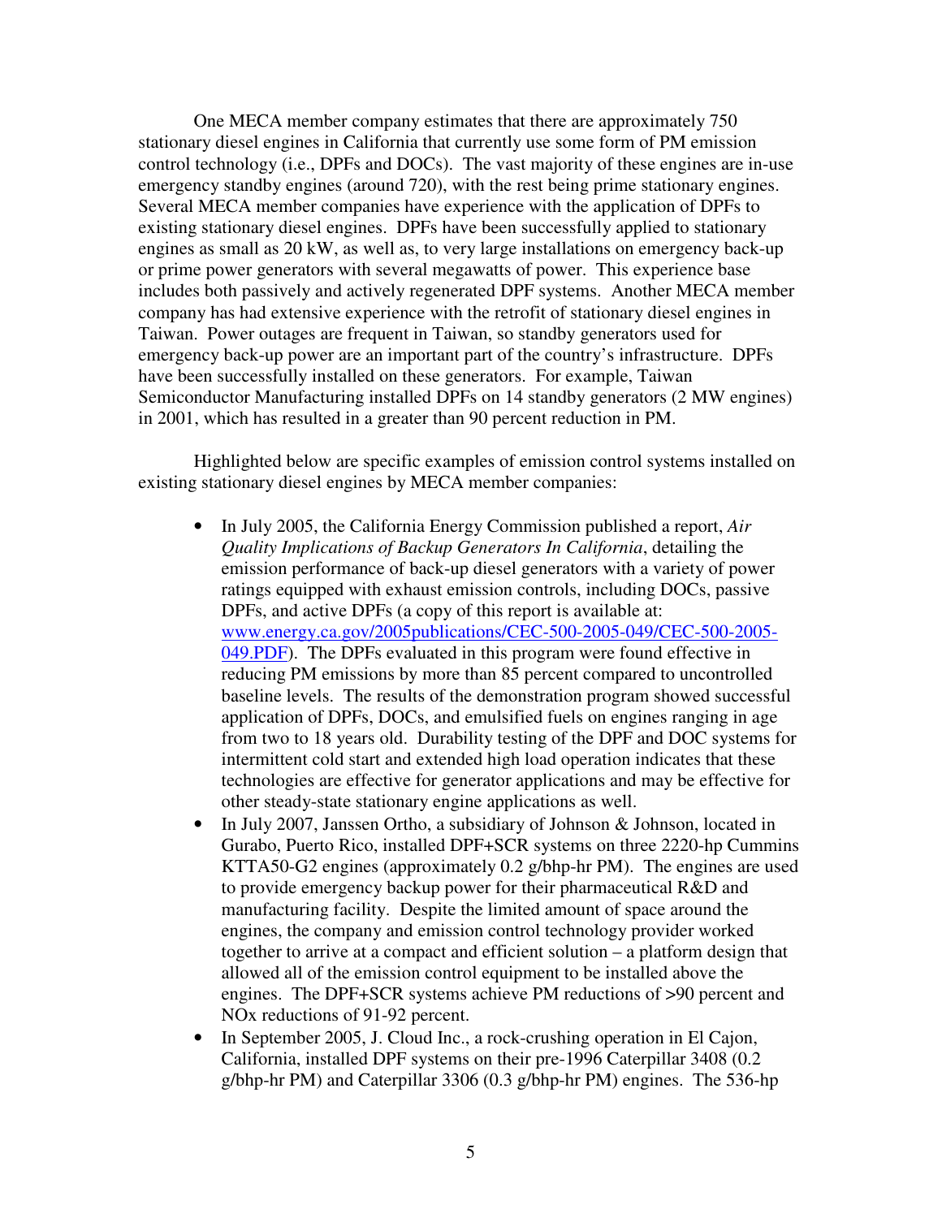One MECA member company estimates that there are approximately 750 stationary diesel engines in California that currently use some form of PM emission control technology (i.e., DPFs and DOCs). The vast majority of these engines are in-use emergency standby engines (around 720), with the rest being prime stationary engines. Several MECA member companies have experience with the application of DPFs to existing stationary diesel engines. DPFs have been successfully applied to stationary engines as small as 20 kW, as well as, to very large installations on emergency back-up or prime power generators with several megawatts of power. This experience base includes both passively and actively regenerated DPF systems. Another MECA member company has had extensive experience with the retrofit of stationary diesel engines in Taiwan. Power outages are frequent in Taiwan, so standby generators used for emergency back-up power are an important part of the country's infrastructure. DPFs have been successfully installed on these generators. For example, Taiwan Semiconductor Manufacturing installed DPFs on 14 standby generators (2 MW engines) in 2001, which has resulted in a greater than 90 percent reduction in PM.

Highlighted below are specific examples of emission control systems installed on existing stationary diesel engines by MECA member companies:

- In July 2005, the California Energy Commission published a report, *Air Quality Implications of Backup Generators In California*, detailing the emission performance of back-up diesel generators with a variety of power ratings equipped with exhaust emission controls, including DOCs, passive DPFs, and active DPFs (a copy of this report is available at: [www.energy.ca.gov/2005publications/CEC-500-2005-049/CEC-500-2005-049.PDF](www.energy.ca.gov/2005publications/CEC-500-2005-049/CEC-500-2005-049.PDF)). The DPFs evaluated in this program were found effective in reducing PM emissions by more than 85 percent compared to uncontrolled baseline levels. The results of the demonstration program showed successful application of DPFs, DOCs, and emulsified fuels on engines ranging in age from two to 18 years old. Durability testing of the DPF and DOC systems for intermittent cold start and extended high load operation indicates that these technologies are effective for generator applications and may be effective for other steady-state stationary engine applications as well.
- In July 2007, Janssen Ortho, a subsidiary of Johnson & Johnson, located in Gurabo, Puerto Rico, installed DPF+SCR systems on three 2220-hp Cummins KTTA50-G2 engines (approximately 0.2 g/bhp-hr PM). The engines are used to provide emergency backup power for their pharmaceutical R&D and manufacturing facility. Despite the limited amount of space around the engines, the company and emission control technology provider worked together to arrive at a compact and efficient solution – a platform design that allowed all of the emission control equipment to be installed above the engines. The DPF+SCR systems achieve PM reductions of >90 percent and NOx reductions of 91-92 percent.
- In September 2005, J. Cloud Inc., a rock-crushing operation in El Cajon, California, installed DPF systems on their pre-1996 Caterpillar 3408 (0.2 g/bhp-hr PM) and Caterpillar 3306 (0.3 g/bhp-hr PM) engines. The 536-hp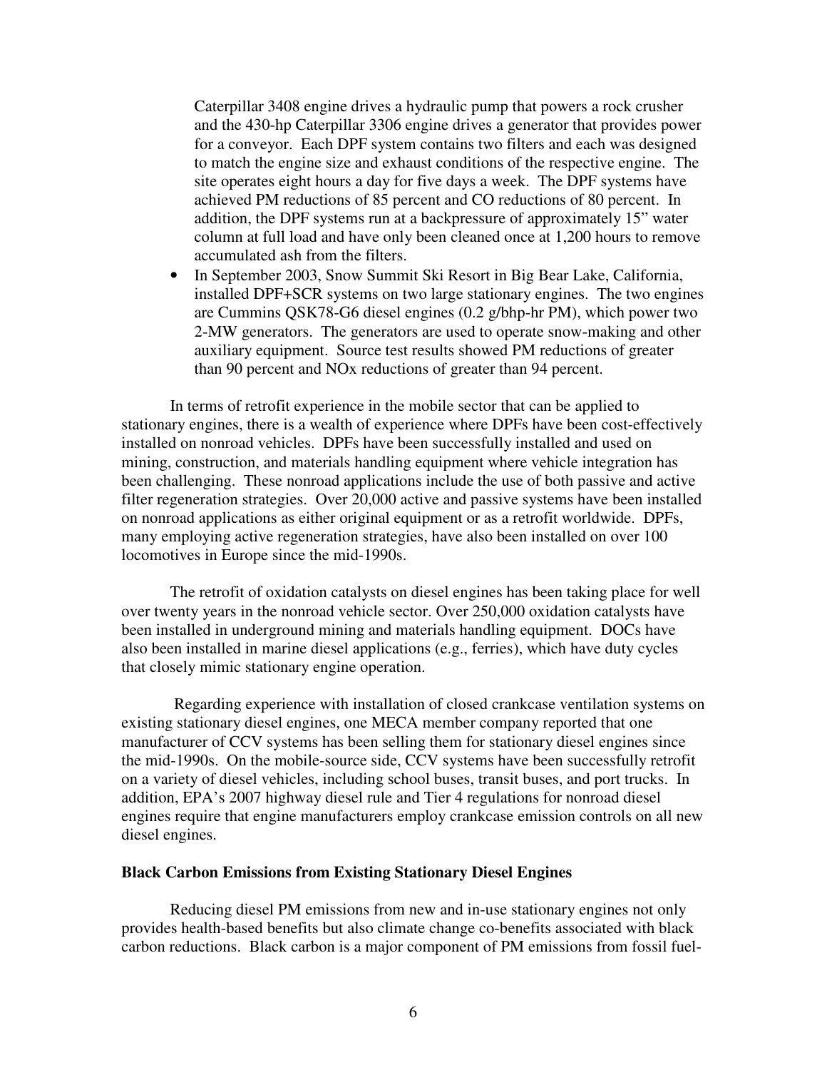Caterpillar 3408 engine drives a hydraulic pump that powers a rock crusher and the 430-hp Caterpillar 3306 engine drives a generator that provides power for a conveyor. Each DPF system contains two filters and each was designed to match the engine size and exhaust conditions of the respective engine. The site operates eight hours a day for five days a week. The DPF systems have achieved PM reductions of 85 percent and CO reductions of 80 percent. In addition, the DPF systems run at a backpressure of approximately 15" water column at full load and have only been cleaned once at 1,200 hours to remove accumulated ash from the filters.

- In September 2003, Snow Summit Ski Resort in Big Bear Lake, California, installed DPF+SCR systems on two large stationary engines. The two engines are Cummins QSK78-G6 diesel engines (0.2 g/bhp-hr PM), which power two 2-MW generators. The generators are used to operate snow-making and other auxiliary equipment. Source test results showed PM reductions of greater than 90 percent and NOx reductions of greater than 94 percent.

In terms of retrofit experience in the mobile sector that can be applied to stationary engines, there is a wealth of experience where DPFs have been cost-effectively installed on nonroad vehicles. DPFs have been successfully installed and used on mining, construction, and materials handling equipment where vehicle integration has been challenging. These nonroad applications include the use of both passive and active filter regeneration strategies. Over 20,000 active and passive systems have been installed on nonroad applications as either original equipment or as a retrofit worldwide. DPFs, many employing active regeneration strategies, have also been installed on over 100 locomotives in Europe since the mid-1990s.

The retrofit of oxidation catalysts on diesel engines has been taking place for well over twenty years in the nonroad vehicle sector. Over 250,000 oxidation catalysts have been installed in underground mining and materials handling equipment. DOCs have also been installed in marine diesel applications (e.g., ferries), which have duty cycles that closely mimic stationary engine operation.

Regarding experience with installation of closed crankcase ventilation systems on existing stationary diesel engines, one MECA member company reported that one manufacturer of CCV systems has been selling them for stationary diesel engines since the mid-1990s. On the mobile-source side, CCV systems have been successfully retrofit on a variety of diesel vehicles, including school buses, transit buses, and port trucks. In addition, EPA's 2007 highway diesel rule and Tier 4 regulations for nonroad diesel engines require that engine manufacturers employ crankcase emission controls on all new diesel engines.

**Black Carbon Emissions from Existing Stationary Diesel Engines**

Reducing diesel PM emissions from new and in-use stationary engines not only provides health-based benefits but also climate change co-benefits associated with black carbon reductions. Black carbon is a major component of PM emissions from fossil fuel-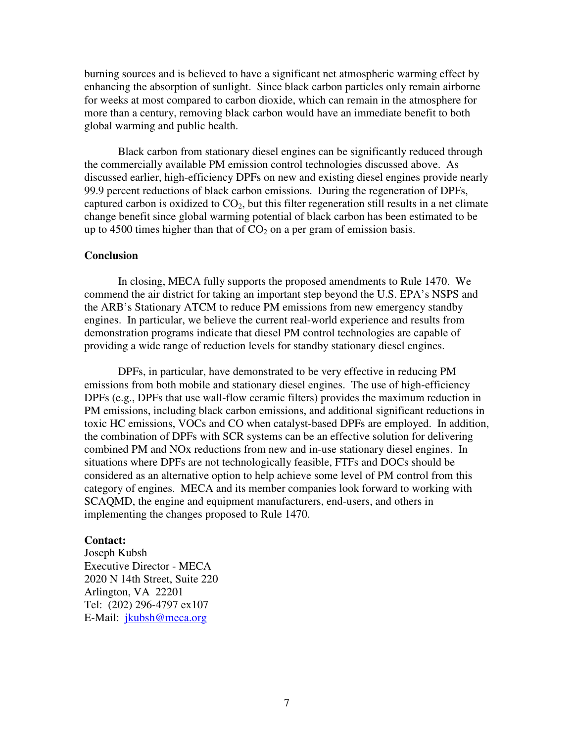burning sources and is believed to have a significant net atmospheric warming effect by enhancing the absorption of sunlight. Since black carbon particles only remain airborne for weeks at most compared to carbon dioxide, which can remain in the atmosphere for more than a century, removing black carbon would have an immediate benefit to both global warming and public health.

Black carbon from stationary diesel engines can be significantly reduced through the commercially available PM emission control technologies discussed above. As discussed earlier, high-efficiency DPFs on new and existing diesel engines provide nearly 99.9 percent reductions of black carbon emissions. During the regeneration of DPFs, captured carbon is oxidized to $CO_2$, but this filter regeneration still results in a net climate change benefit since global warming potential of black carbon has been estimated to be up to 4500 times higher than that of $CO_2$ on a per gram of emission basis.

**Conclusion**

In closing, MECA fully supports the proposed amendments to Rule 1470. We commend the air district for taking an important step beyond the U.S. EPA's NSPS and the ARB's Stationary ATCM to reduce PM emissions from new emergency standby engines. In particular, we believe the current real-world experience and results from demonstration programs indicate that diesel PM control technologies are capable of providing a wide range of reduction levels for standby stationary diesel engines.

DPFs, in particular, have demonstrated to be very effective in reducing PM emissions from both mobile and stationary diesel engines. The use of high-efficiency DPFs (e.g., DPFs that use wall-flow ceramic filters) provides the maximum reduction in PM emissions, including black carbon emissions, and additional significant reductions in toxic HC emissions, VOCs and CO when catalyst-based DPFs are employed. In addition, the combination of DPFs with SCR systems can be an effective solution for delivering combined PM and NOx reductions from new and in-use stationary diesel engines. In situations where DPFs are not technologically feasible, FTFs and DOCs should be considered as an alternative option to help achieve some level of PM control from this category of engines. MECA and its member companies look forward to working with SCAQMD, the engine and equipment manufacturers, end-users, and others in implementing the changes proposed to Rule 1470.

**Contact:**
Joseph Kubsh
Executive Director - MECA
2020 N 14th Street, Suite 220
Arlington, VA 22201
Tel: (202) 296-4797 ex107
E-Mail: jkubsh@meca.org